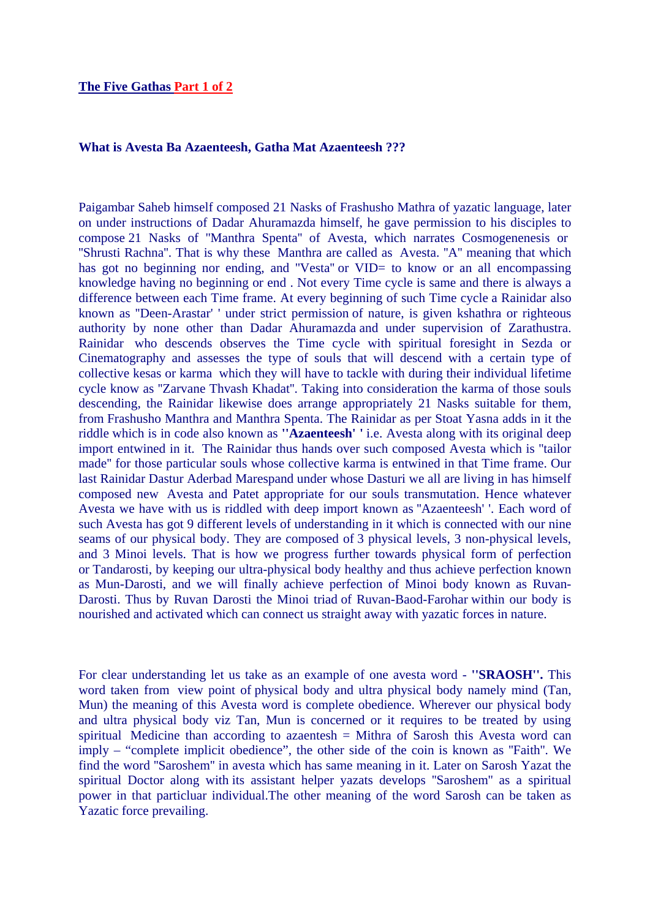## The Five Gathas Part 1 of 2

### What is Avesta Ba Azaenteesh, Gatha Mat Azaenteesh ???

Paigambar Saheb himself composed 21 Nasks of Frashusho Mathra of yazatic language, later on under instructions of Dadar Ahuramazda himself, he gave permission to his disciples to compose 21 Nasks of "Manthra Spenta" of Avesta, which narrates Cosmogenenesis or "Shrusti Rachna". That is why these Manthra are called as Avesta. "A" meaning that which has got no beginning nor ending, and "Vesta" or VID= to know or an all encompassing knowledge having no beginning or end . Not every Time cycle is same and there is always a difference between each Time frame. At every beginning of such Time cycle a Rainidar also known as "Deen-Arastar' ' under strict permission of nature, is given kshathra or righteous authority by none other than Dadar Ahuramazda and under supervision of Zarathustra. Rainidar who descends observes the Time cycle with spiritual foresight in Sezda or Cinematography and assesses the type of souls that will descend with a certain type of collective kesas or karma which they will have to tackle with during their individual lifetime cycle know as "Zarvane Thvash Khadat". Taking into consideration the karma of those souls descending, the Rainidar likewise does arrange appropriately 21 Nasks suitable for them, from Frashusho Manthra and Manthra Spenta. The Rainidar as per Stoat Yasna adds in it the riddle which is in code also known as **''Azaenteesh' '** i.e. Avesta along with its original deep import entwined in it. The Rainidar thus hands over such composed Avesta which is "tailor made" for those particular souls whose collective karma is entwined in that Time frame. Our last Rainidar Dastur Aderbad Marespand under whose Dasturi we all are living in has himself composed new Avesta and Patet appropriate for our souls transmutation. Hence whatever Avesta we have with us is riddled with deep import known as "Azaenteesh' '. Each word of such Avesta has got 9 different levels of understanding in it which is connected with our nine seams of our physical body. They are composed of 3 physical levels, 3 non-physical levels, and 3 Minoi levels. That is how we progress further towards physical form of perfection or Tandarosti, by keeping our ultra-physical body healthy and thus achieve perfection known as Mun-Darosti, and we will finally achieve perfection of Minoi body known as Ruvan-Darosti. Thus by Ruvan Darosti the Minoi triad of Ruvan-Baod-Farohar within our body is nourished and activated which can connect us straight away with yazatic forces in nature.

For clear understanding let us take as an example of one avesta word - **''SRAOSH''.** This word taken from view point of physical body and ultra physical body namely mind (Tan, Mun) the meaning of this Avesta word is complete obedience. Wherever our physical body and ultra physical body viz Tan, Mun is concerned or it requires to be treated by using spiritual Medicine than according to azaentesh = Mithra of Sarosh this Avesta word can imply – "complete implicit obedience", the other side of the coin is known as "Faith". We find the word "Saroshem" in avesta which has same meaning in it. Later on Sarosh Yazat the spiritual Doctor along with its assistant helper yazats develops "Saroshem" as a spiritual power in that particluar individual.The other meaning of the word Sarosh can be taken as Yazatic force prevailing.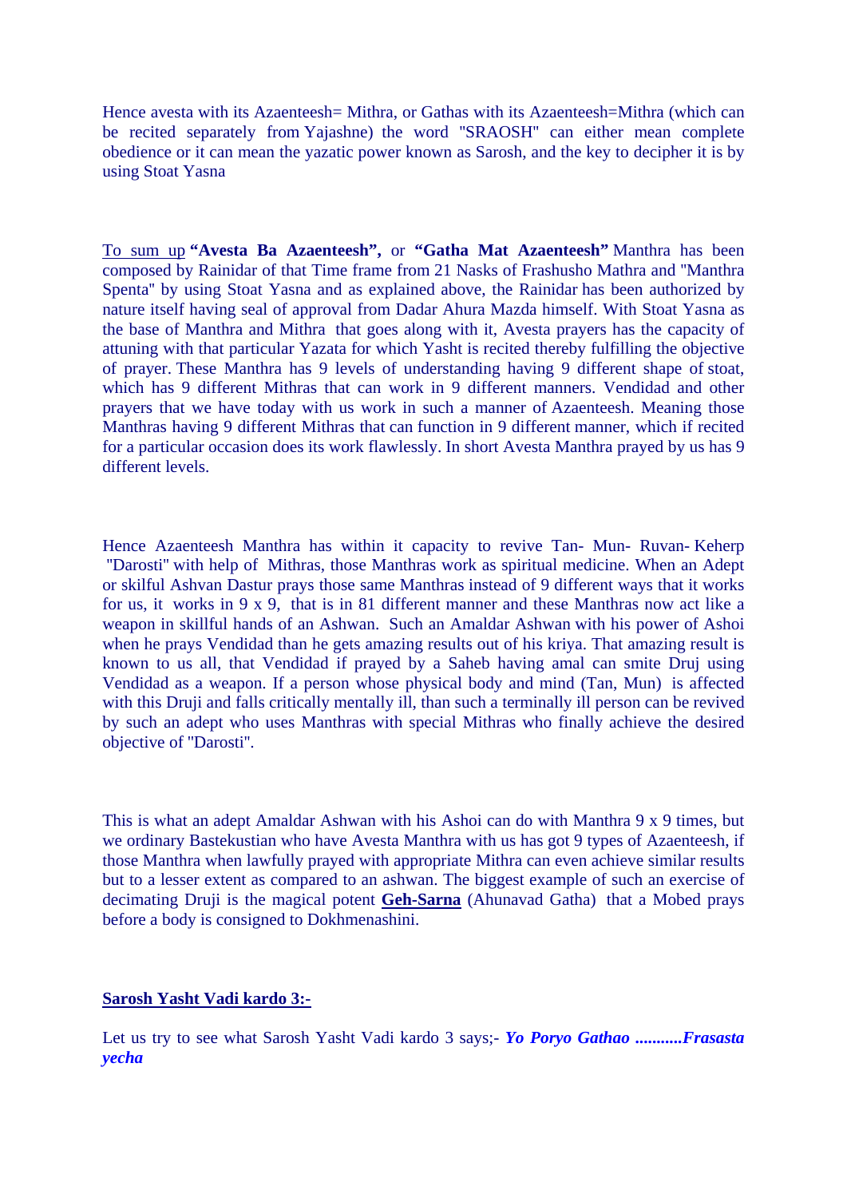Hence avesta with its Azaenteesh= Mithra, or Gathas with its Azaenteesh=Mithra (which can be recited separately from Yajashne) the word "SRAOSH" can either mean complete obedience or it can mean the yazatic power known as Sarosh, and the key to decipher it is by using Stoat Yasna

To sum up **"Avesta Ba Azaenteesh",** or **"Gatha Mat Azaenteesh"** Manthra has been composed by Rainidar of that Time frame from 21 Nasks of Frashusho Mathra and "Manthra Spenta" by using Stoat Yasna and as explained above, the Rainidar has been authorized by nature itself having seal of approval from Dadar Ahura Mazda himself. With Stoat Yasna as the base of Manthra and Mithra that goes along with it, Avesta prayers has the capacity of attuning with that particular Yazata for which Yasht is recited thereby fulfilling the objective of prayer. These Manthra has 9 levels of understanding having 9 different shape of stoat, which has 9 different Mithras that can work in 9 different manners. Vendidad and other prayers that we have today with us work in such a manner of Azaenteesh. Meaning those Manthras having 9 different Mithras that can function in 9 different manner, which if recited for a particular occasion does its work flawlessly. In short Avesta Manthra prayed by us has 9 different levels.

Hence Azaenteesh Manthra has within it capacity to revive Tan- Mun- Ruvan- Keherp "Darosti" with help of Mithras, those Manthras work as spiritual medicine. When an Adept or skilful Ashvan Dastur prays those same Manthras instead of 9 different ways that it works for us, it works in 9 x 9, that is in 81 different manner and these Manthras now act like a weapon in skillful hands of an Ashwan. Such an Amaldar Ashwan with his power of Ashoi when he prays Vendidad than he gets amazing results out of his kriya. That amazing result is known to us all, that Vendidad if prayed by a Saheb having amal can smite Druj using Vendidad as a weapon. If a person whose physical body and mind (Tan, Mun) is affected with this Druji and falls critically mentally ill, than such a terminally ill person can be revived by such an adept who uses Manthras with special Mithras who finally achieve the desired objective of "Darosti".

This is what an adept Amaldar Ashwan with his Ashoi can do with Manthra 9 x 9 times, but we ordinary Bastekustian who have Avesta Manthra with us has got 9 types of Azaenteesh, if those Manthra when lawfully prayed with appropriate Mithra can even achieve similar results but to a lesser extent as compared to an ashwan. The biggest example of such an exercise of decimating Druji is the magical potent **Geh-Sarna** (Ahunavad Gatha) that a Mobed prays before a body is consigned to Dokhmenashini.

**Sarosh Yasht Vadi kardo 3:-**

Let us try to see what Sarosh Yasht Vadi kardo 3 says;- ***Yo Poryo Gathao ...........Frasasta yecha***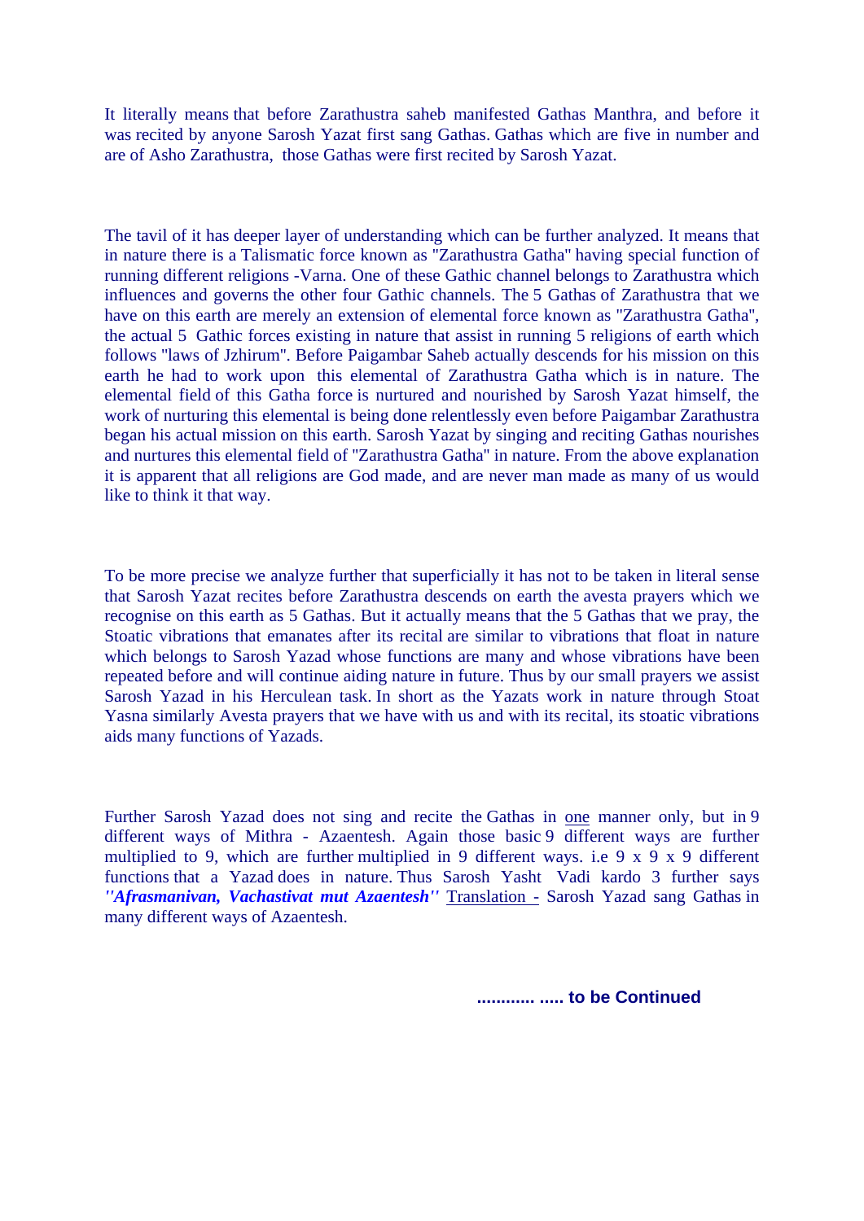It literally means that before Zarathustra saheb manifested Gathas Manthra, and before it was recited by anyone Sarosh Yazat first sang Gathas. Gathas which are five in number and are of Asho Zarathustra, those Gathas were first recited by Sarosh Yazat.

The tavil of it has deeper layer of understanding which can be further analyzed. It means that in nature there is a Talismatic force known as "Zarathustra Gatha" having special function of running different religions -Varna. One of these Gathic channel belongs to Zarathustra which influences and governs the other four Gathic channels. The 5 Gathas of Zarathustra that we have on this earth are merely an extension of elemental force known as "Zarathustra Gatha", the actual 5 Gathic forces existing in nature that assist in running 5 religions of earth which follows "laws of Jzhirum". Before Paigambar Saheb actually descends for his mission on this earth he had to work upon this elemental of Zarathustra Gatha which is in nature. The elemental field of this Gatha force is nurtured and nourished by Sarosh Yazat himself, the work of nurturing this elemental is being done relentlessly even before Paigambar Zarathustra began his actual mission on this earth. Sarosh Yazat by singing and reciting Gathas nourishes and nurtures this elemental field of "Zarathustra Gatha" in nature. From the above explanation it is apparent that all religions are God made, and are never man made as many of us would like to think it that way.

To be more precise we analyze further that superficially it has not to be taken in literal sense that Sarosh Yazat recites before Zarathustra descends on earth the avesta prayers which we recognise on this earth as 5 Gathas. But it actually means that the 5 Gathas that we pray, the Stoatic vibrations that emanates after its recital are similar to vibrations that float in nature which belongs to Sarosh Yazad whose functions are many and whose vibrations have been repeated before and will continue aiding nature in future. Thus by our small prayers we assist Sarosh Yazad in his Herculean task. In short as the Yazats work in nature through Stoat Yasna similarly Avesta prayers that we have with us and with its recital, its stoatic vibrations aids many functions of Yazads.

Further Sarosh Yazad does not sing and recite the Gathas in <u>one</u> manner only, but in 9 different ways of Mithra - Azaentesh. Again those basic 9 different ways are further multiplied to 9, which are further multiplied in 9 different ways. i.e 9 x 9 x 9 different functions that a Yazad does in nature. Thus Sarosh Yasht Vadi kardo 3 further says ***"Afrasmanivan, Vachastivat mut Azaentesh"*** <u>Translation -</u> Sarosh Yazad sang Gathas in many different ways of Azaentesh.

**............ ..... to be Continued**